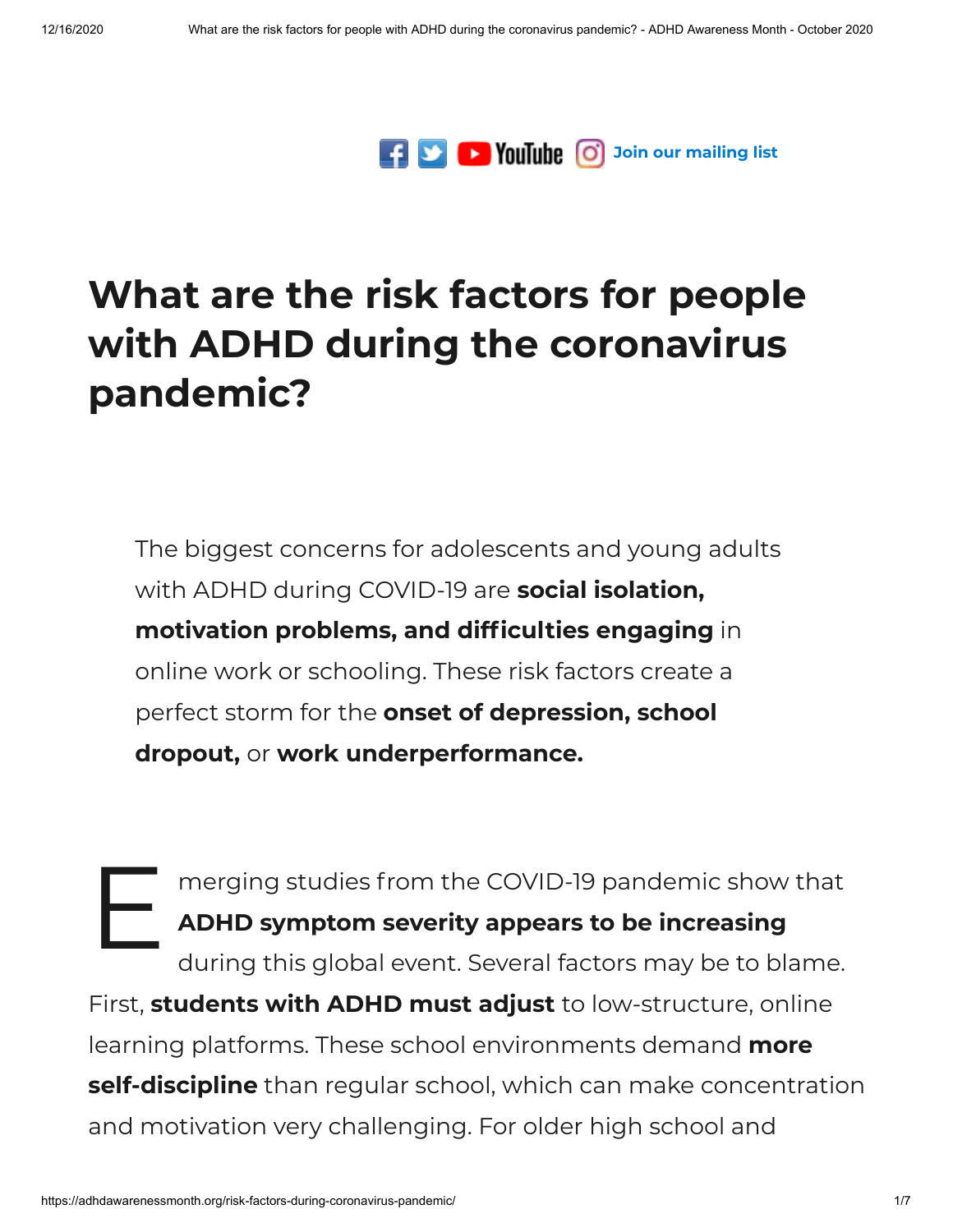Join our mailing list

# What are the risk factors for people with ADHD during the coronavirus pandemic?

The biggest concerns for adolescents and young adults with ADHD during COVID-19 are **social isolation, motivation problems, and difficulties engaging** in online work or schooling. These risk factors create a perfect storm for the **onset of depression, school dropout,** or **work underperformance.**

Emerging studies from the COVID-19 pandemic show that **ADHD symptom severity appears to be increasing** during this global event. Several factors may be to blame. First, **students with ADHD must adjust** to low-structure, online learning platforms. These school environments demand **more self-discipline** than regular school, which can make concentration and motivation very challenging. For older high school and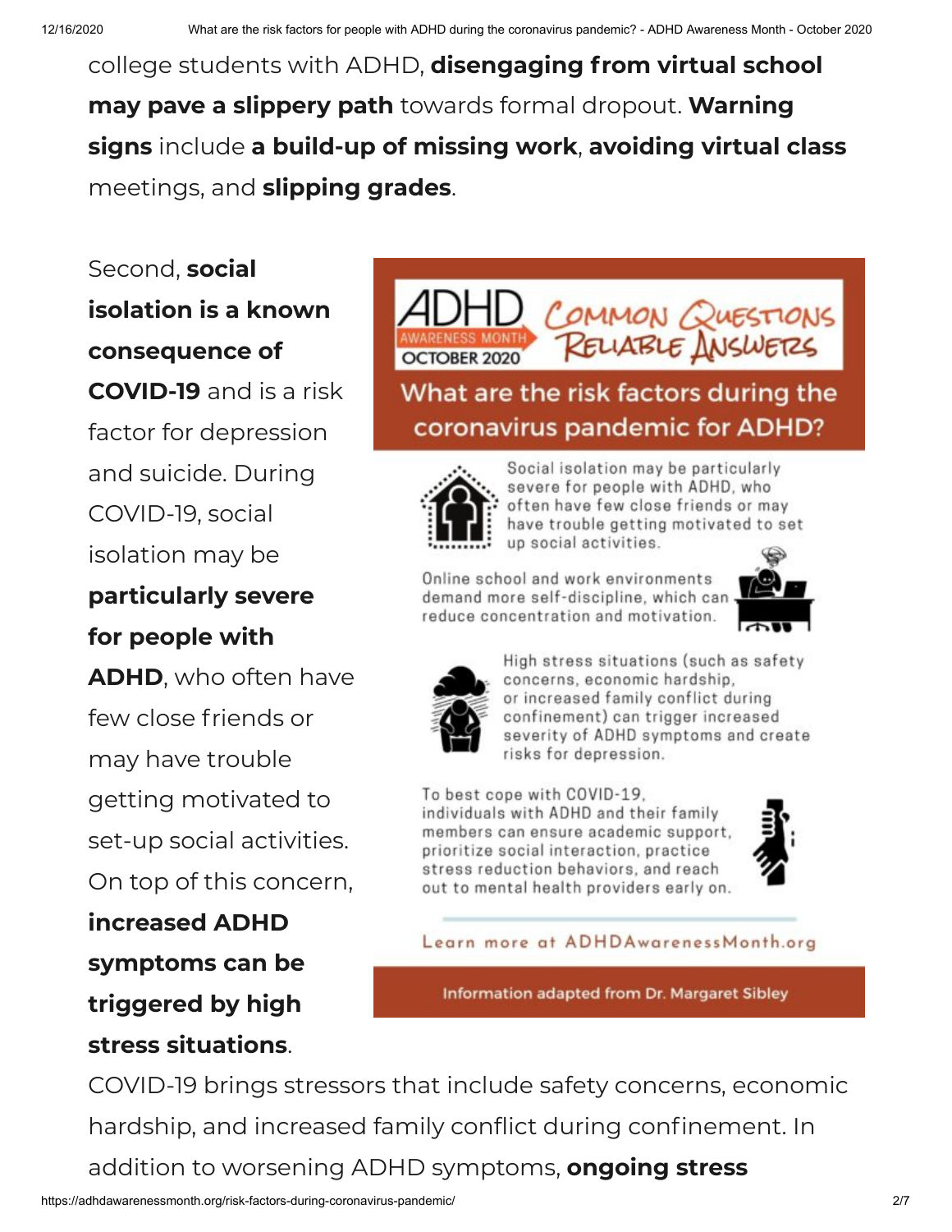college students with ADHD, **disengaging from virtual school may pave a slippery path** towards formal dropout. **Warning signs** include **a build-up of missing work**, **avoiding virtual class** meetings, and **slipping grades**.

Second, **social isolation is a known consequence of COVID-19** and is a risk factor for depression and suicide. During COVID-19, social isolation may be **particularly severe for people with ADHD**, who often have few close friends or may have trouble getting motivated to set-up social activities. On top of this concern, **increased ADHD symptoms can be triggered by high stress situations**.

ADHD AWARENESS MONTH OCTOBER 2020 — COMMON QUESTIONS RELIABLE ANSWERS

**What are the risk factors during the coronavirus pandemic for ADHD?**

Social isolation may be particularly severe for people with ADHD, who often have few close friends or may have trouble getting motivated to set up social activities.

Online school and work environments demand more self-discipline, which can reduce concentration and motivation.

High stress situations (such as safety concerns, economic hardship, or increased family conflict during confinement) can trigger increased severity of ADHD symptoms and create risks for depression.

To best cope with COVID-19, individuals with ADHD and their family members can ensure academic support, prioritize social interaction, practice stress reduction behaviors, and reach out to mental health providers early on.

Learn more at ADHDAwarenessMonth.org

Information adapted from Dr. Margaret Sibley

COVID-19 brings stressors that include safety concerns, economic hardship, and increased family conflict during confinement. In addition to worsening ADHD symptoms, **ongoing stress**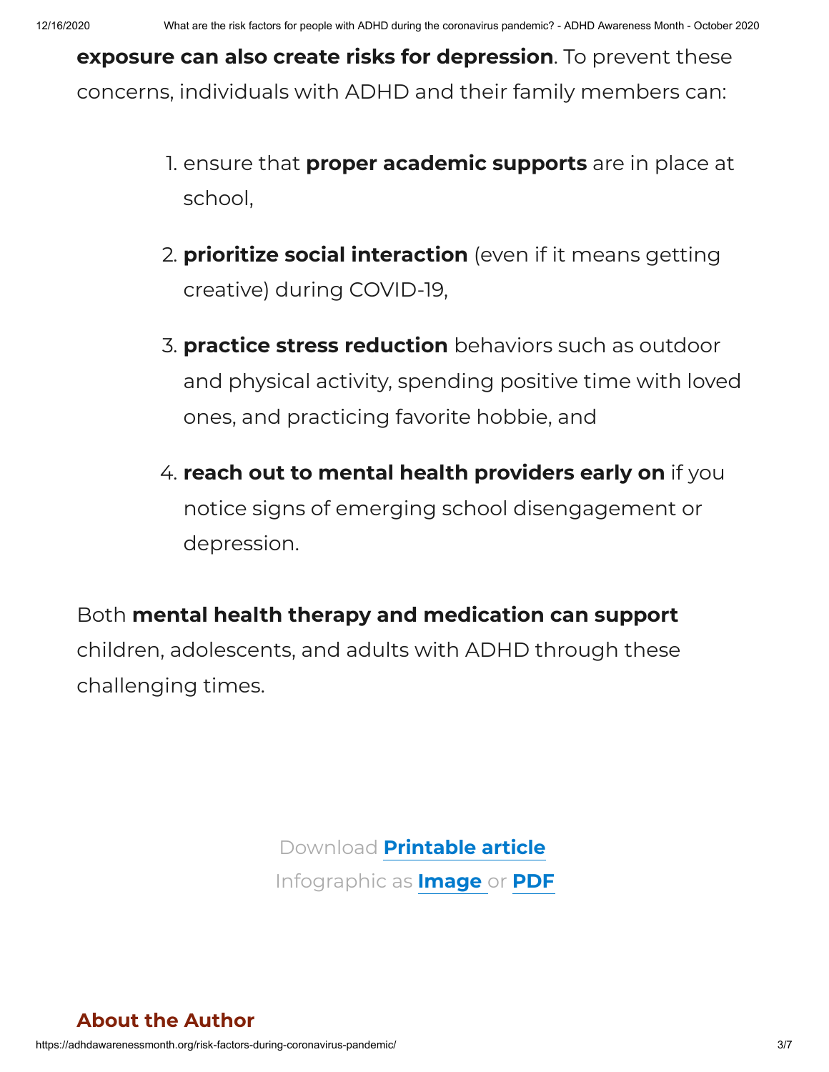**exposure can also create risks for depression**. To prevent these concerns, individuals with ADHD and their family members can:

1. ensure that **proper academic supports** are in place at school,
2. **prioritize social interaction** (even if it means getting creative) during COVID-19,
3. **practice stress reduction** behaviors such as outdoor and physical activity, spending positive time with loved ones, and practicing favorite hobbie, and
4. **reach out to mental health providers early on** if you notice signs of emerging school disengagement or depression.

Both **mental health therapy and medication can support** children, adolescents, and adults with ADHD through these challenging times.

Download **Printable article**
Infographic as **Image** or **PDF**

## About the Author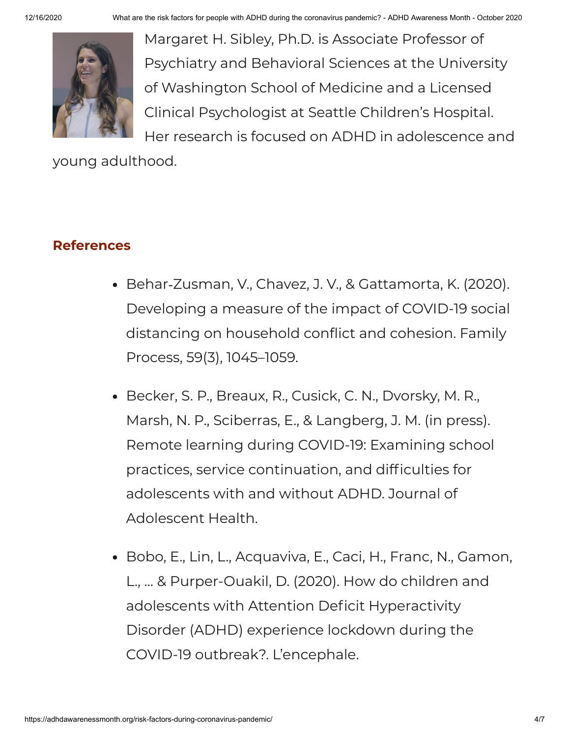Margaret H. Sibley, Ph.D. is Associate Professor of Psychiatry and Behavioral Sciences at the University of Washington School of Medicine and a Licensed Clinical Psychologist at Seattle Children's Hospital. Her research is focused on ADHD in adolescence and young adulthood.

## References

- Behar-Zusman, V., Chavez, J. V., & Gattamorta, K. (2020). Developing a measure of the impact of COVID-19 social distancing on household conflict and cohesion. Family Process, 59(3), 1045–1059.
- Becker, S. P., Breaux, R., Cusick, C. N., Dvorsky, M. R., Marsh, N. P., Sciberras, E., & Langberg, J. M. (in press). Remote learning during COVID-19: Examining school practices, service continuation, and difficulties for adolescents with and without ADHD. Journal of Adolescent Health.
- Bobo, E., Lin, L., Acquaviva, E., Caci, H., Franc, N., Gamon, L., … & Purper-Ouakil, D. (2020). How do children and adolescents with Attention Deficit Hyperactivity Disorder (ADHD) experience lockdown during the COVID-19 outbreak?. L'encephale.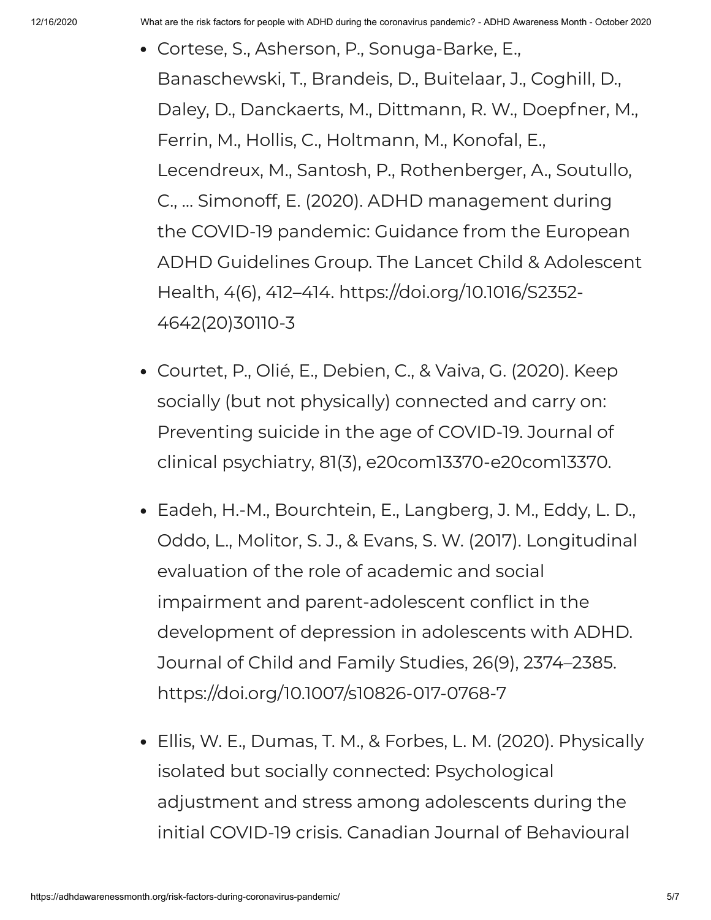- Cortese, S., Asherson, P., Sonuga-Barke, E., Banaschewski, T., Brandeis, D., Buitelaar, J., Coghill, D., Daley, D., Danckaerts, M., Dittmann, R. W., Doepfner, M., Ferrin, M., Hollis, C., Holtmann, M., Konofal, E., Lecendreux, M., Santosh, P., Rothenberger, A., Soutullo, C., … Simonoff, E. (2020). ADHD management during the COVID-19 pandemic: Guidance from the European ADHD Guidelines Group. The Lancet Child & Adolescent Health, 4(6), 412–414. https://doi.org/10.1016/S2352-4642(20)30110-3

- Courtet, P., Olié, E., Debien, C., & Vaiva, G. (2020). Keep socially (but not physically) connected and carry on: Preventing suicide in the age of COVID-19. Journal of clinical psychiatry, 81(3), e20com13370-e20com13370.

- Eadeh, H.-M., Bourchtein, E., Langberg, J. M., Eddy, L. D., Oddo, L., Molitor, S. J., & Evans, S. W. (2017). Longitudinal evaluation of the role of academic and social impairment and parent-adolescent conflict in the development of depression in adolescents with ADHD. Journal of Child and Family Studies, 26(9), 2374–2385. https://doi.org/10.1007/s10826-017-0768-7

- Ellis, W. E., Dumas, T. M., & Forbes, L. M. (2020). Physically isolated but socially connected: Psychological adjustment and stress among adolescents during the initial COVID-19 crisis. Canadian Journal of Behavioural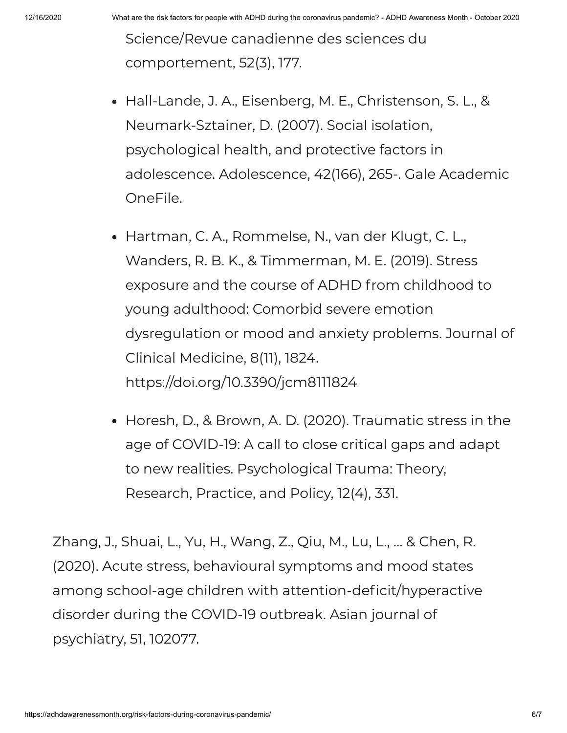Science/Revue canadienne des sciences du comportement, 52(3), 177.

- Hall-Lande, J. A., Eisenberg, M. E., Christenson, S. L., & Neumark-Sztainer, D. (2007). Social isolation, psychological health, and protective factors in adolescence. Adolescence, 42(166), 265-. Gale Academic OneFile.
- Hartman, C. A., Rommelse, N., van der Klugt, C. L., Wanders, R. B. K., & Timmerman, M. E. (2019). Stress exposure and the course of ADHD from childhood to young adulthood: Comorbid severe emotion dysregulation or mood and anxiety problems. Journal of Clinical Medicine, 8(11), 1824. https://doi.org/10.3390/jcm8111824
- Horesh, D., & Brown, A. D. (2020). Traumatic stress in the age of COVID-19: A call to close critical gaps and adapt to new realities. Psychological Trauma: Theory, Research, Practice, and Policy, 12(4), 331.

Zhang, J., Shuai, L., Yu, H., Wang, Z., Qiu, M., Lu, L., … & Chen, R. (2020). Acute stress, behavioural symptoms and mood states among school-age children with attention-deficit/hyperactive disorder during the COVID-19 outbreak. Asian journal of psychiatry, 51, 102077.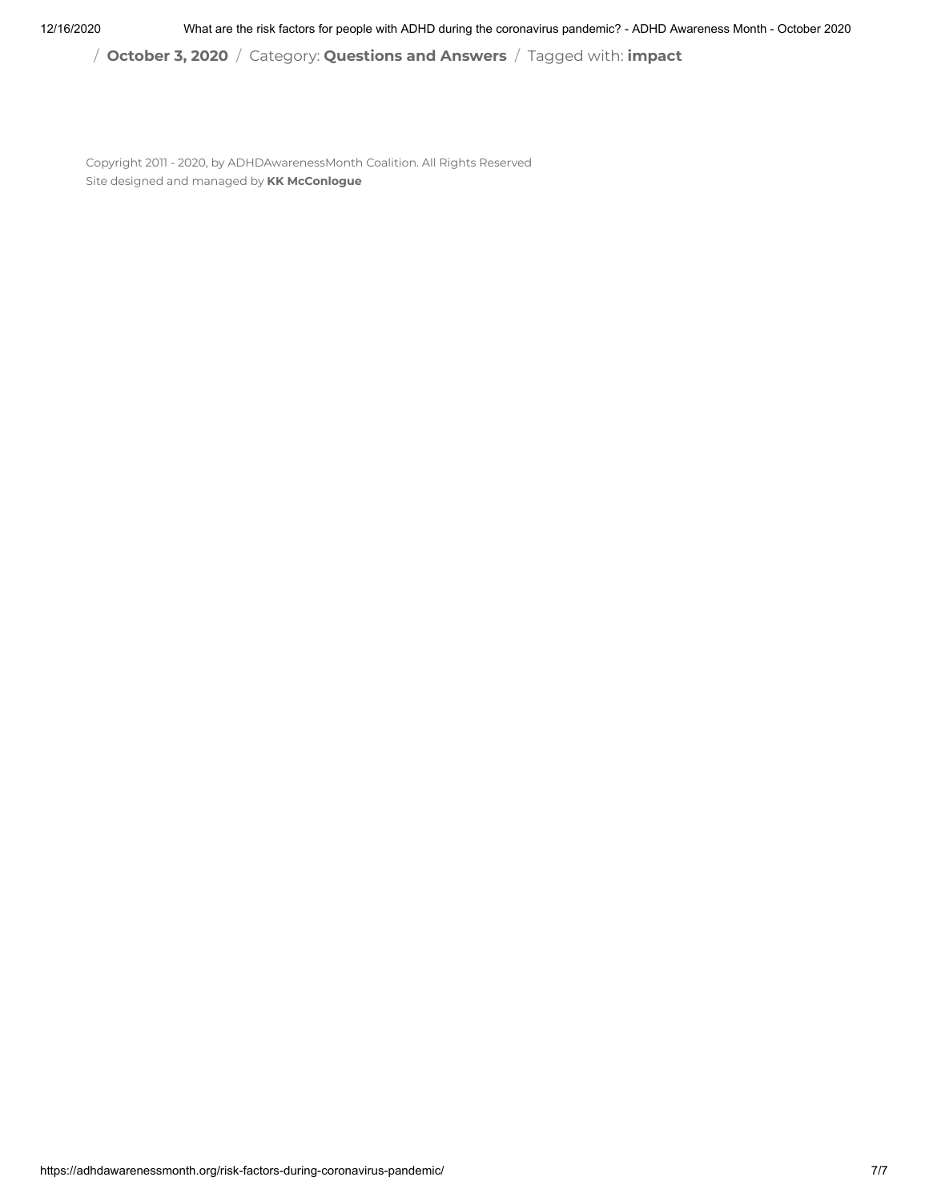/ **October 3, 2020** / Category: **Questions and Answers** / Tagged with: **impact**

Copyright 2011 - 2020, by ADHDAwarenessMonth Coalition. All Rights Reserved
Site designed and managed by **KK McConlogue**